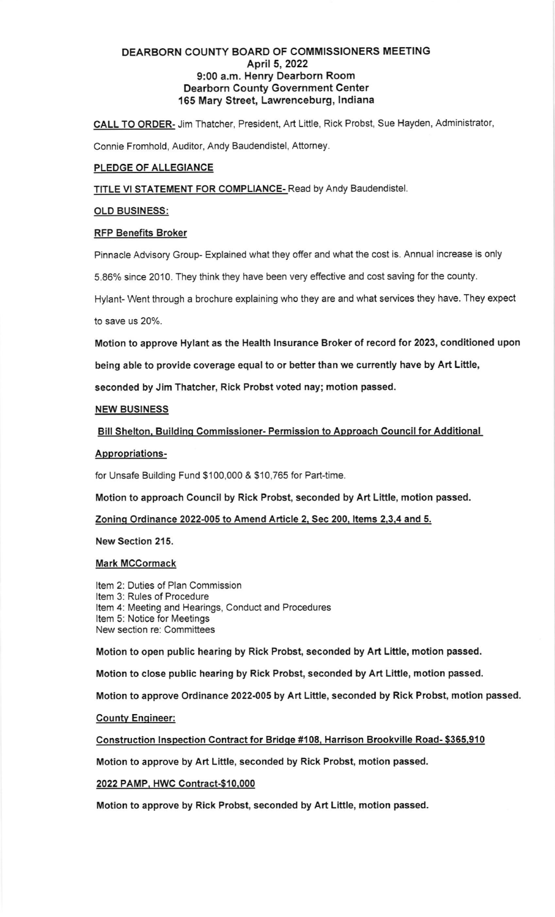# DEARBORN COUNTY BOARD OF COMMISSIONERS MEETING
## April 5, 2022
## 9:00 a.m. Henry Dearborn Room
## Dearborn County Government Center
## 165 Mary Street, Lawrenceburg, Indiana

**CALL TO ORDER-** Jim Thatcher, President, Art Little, Rick Probst, Sue Hayden, Administrator, Connie Fromhold, Auditor, Andy Baudendistel, Attorney.

**PLEDGE OF ALLEGIANCE**

**TITLE VI STATEMENT FOR COMPLIANCE-** Read by Andy Baudendistel.

**OLD BUSINESS:**

**RFP Benefits Broker**

Pinnacle Advisory Group- Explained what they offer and what the cost is. Annual increase is only 5.86% since 2010. They think they have been very effective and cost saving for the county.

Hylant- Went through a brochure explaining who they are and what services they have. They expect to save us 20%.

**Motion to approve Hylant as the Health Insurance Broker of record for 2023, conditioned upon being able to provide coverage equal to or better than we currently have by Art Little, seconded by Jim Thatcher, Rick Probst voted nay; motion passed.**

**NEW BUSINESS**

**Bill Shelton, Building Commissioner- Permission to Approach Council for Additional Appropriations-**

for Unsafe Building Fund $100,000 & $10,765 for Part-time.

**Motion to approach Council by Rick Probst, seconded by Art Little, motion passed.**

**Zoning Ordinance 2022-005 to Amend Article 2, Sec 200, Items 2,3,4 and 5.**

**New Section 215.**

**Mark MCCormack**

Item 2: Duties of Plan Commission
Item 3: Rules of Procedure
Item 4: Meeting and Hearings, Conduct and Procedures
Item 5: Notice for Meetings
New section re: Committees

**Motion to open public hearing by Rick Probst, seconded by Art Little, motion passed.**

**Motion to close public hearing by Rick Probst, seconded by Art Little, motion passed.**

**Motion to approve Ordinance 2022-005 by Art Little, seconded by Rick Probst, motion passed.**

**County Engineer:**

**Construction Inspection Contract for Bridge #108, Harrison Brookville Road- $365,910**

**Motion to approve by Art Little, seconded by Rick Probst, motion passed.**

**2022 PAMP, HWC Contract-$10,000**

**Motion to approve by Rick Probst, seconded by Art Little, motion passed.**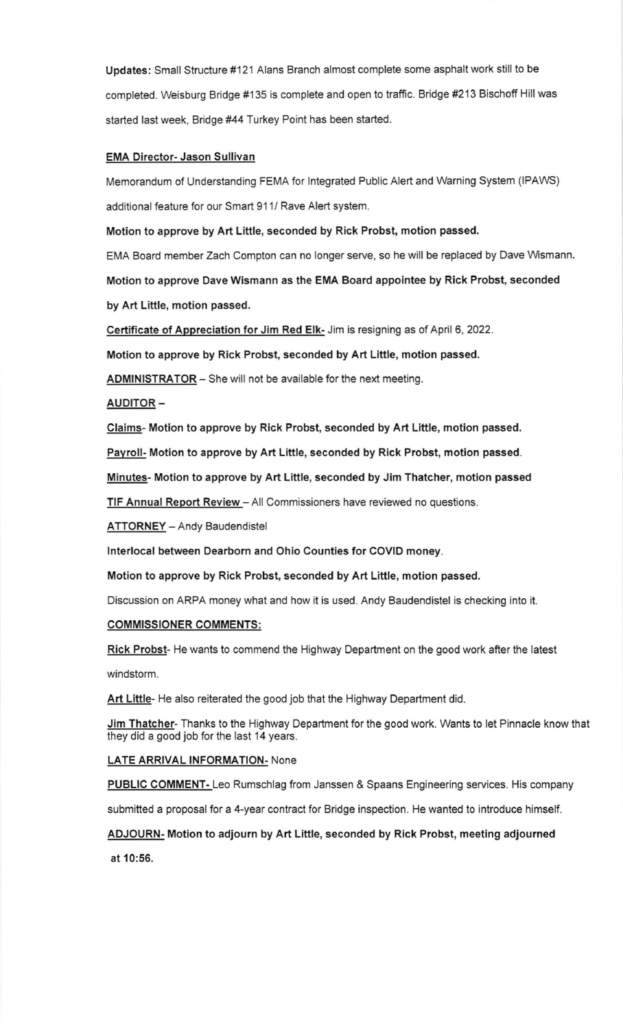**Updates:** Small Structure #121 Alans Branch almost complete some asphalt work still to be completed. Weisburg Bridge #135 is complete and open to traffic. Bridge #213 Bischoff Hill was started last week, Bridge #44 Turkey Point has been started.

**EMA Director- Jason Sullivan**

Memorandum of Understanding FEMA for Integrated Public Alert and Warning System (IPAWS) additional feature for our Smart 911/ Rave Alert system.

**Motion to approve by Art Little, seconded by Rick Probst, motion passed.**

EMA Board member Zach Compton can no longer serve, so he will be replaced by Dave Wismann.

**Motion to approve Dave Wismann as the EMA Board appointee by Rick Probst, seconded by Art Little, motion passed.**

**Certificate of Appreciation for Jim Red Elk-** Jim is resigning as of April 6, 2022.

**Motion to approve by Rick Probst, seconded by Art Little, motion passed.**

**ADMINISTRATOR** – She will not be available for the next meeting.

**AUDITOR** –

**Claims- Motion to approve by Rick Probst, seconded by Art Little, motion passed.**

**Payroll- Motion to approve by Art Little, seconded by Rick Probst, motion passed.**

**Minutes- Motion to approve by Art Little, seconded by Jim Thatcher, motion passed**

**TIF Annual Report Review** – All Commissioners have reviewed no questions.

**ATTORNEY** – Andy Baudendistel

**Interlocal between Dearborn and Ohio Counties for COVID money.**

**Motion to approve by Rick Probst, seconded by Art Little, motion passed.**

Discussion on ARPA money what and how it is used. Andy Baudendistel is checking into it.

**COMMISSIONER COMMENTS:**

**Rick Probst**- He wants to commend the Highway Department on the good work after the latest windstorm.

**Art Little**- He also reiterated the good job that the Highway Department did.

**Jim Thatcher**- Thanks to the Highway Department for the good work. Wants to let Pinnacle know that they did a good job for the last 14 years.

**LATE ARRIVAL INFORMATION-** None

**PUBLIC COMMENT-** Leo Rumschlag from Janssen & Spaans Engineering services. His company submitted a proposal for a 4-year contract for Bridge inspection. He wanted to introduce himself.

**ADJOURN- Motion to adjourn by Art Little, seconded by Rick Probst, meeting adjourned at 10:56.**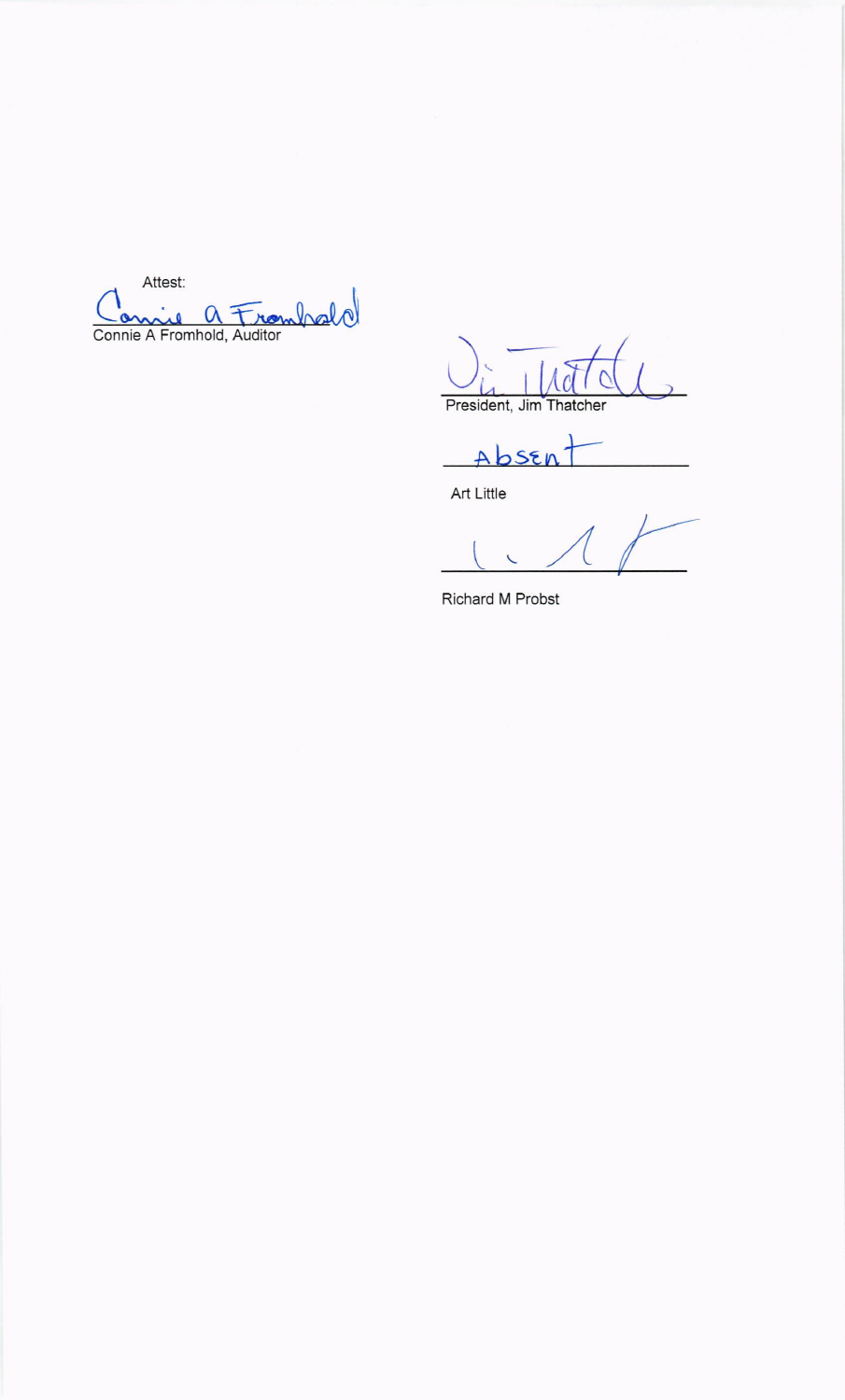Attest:

Connie A Fromhold, Auditor

President, Jim Thatcher

Absent

Art Little

Richard M Probst